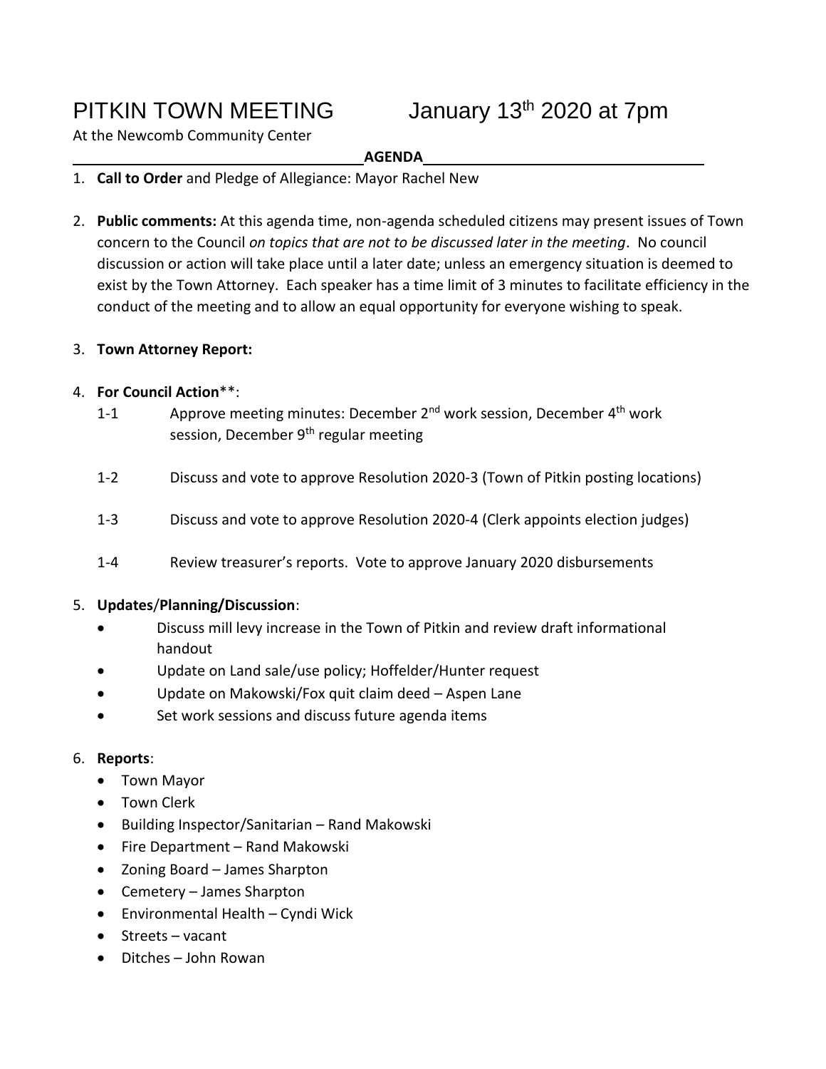# PITKIN TOWN MEETING January 13th 2020 at 7pm

At the Newcomb Community Center

**AGENDA**

1. **Call to Order** and Pledge of Allegiance: Mayor Rachel New

2. **Public comments:** At this agenda time, non-agenda scheduled citizens may present issues of Town concern to the Council *on topics that are not to be discussed later in the meeting*. No council discussion or action will take place until a later date; unless an emergency situation is deemed to exist by the Town Attorney. Each speaker has a time limit of 3 minutes to facilitate efficiency in the conduct of the meeting and to allow an equal opportunity for everyone wishing to speak.

3. **Town Attorney Report:**

4. **For Council Action**\*\*:
   - 1-1 Approve meeting minutes: December 2nd work session, December 4th work session, December 9th regular meeting
   - 1-2 Discuss and vote to approve Resolution 2020-3 (Town of Pitkin posting locations)
   - 1-3 Discuss and vote to approve Resolution 2020-4 (Clerk appoints election judges)
   - 1-4 Review treasurer's reports. Vote to approve January 2020 disbursements

5. **Updates**/**Planning/Discussion**:
   - Discuss mill levy increase in the Town of Pitkin and review draft informational handout
   - Update on Land sale/use policy; Hoffelder/Hunter request
   - Update on Makowski/Fox quit claim deed – Aspen Lane
   - Set work sessions and discuss future agenda items

6. **Reports**:
   - Town Mayor
   - Town Clerk
   - Building Inspector/Sanitarian – Rand Makowski
   - Fire Department – Rand Makowski
   - Zoning Board – James Sharpton
   - Cemetery – James Sharpton
   - Environmental Health – Cyndi Wick
   - Streets – vacant
   - Ditches – John Rowan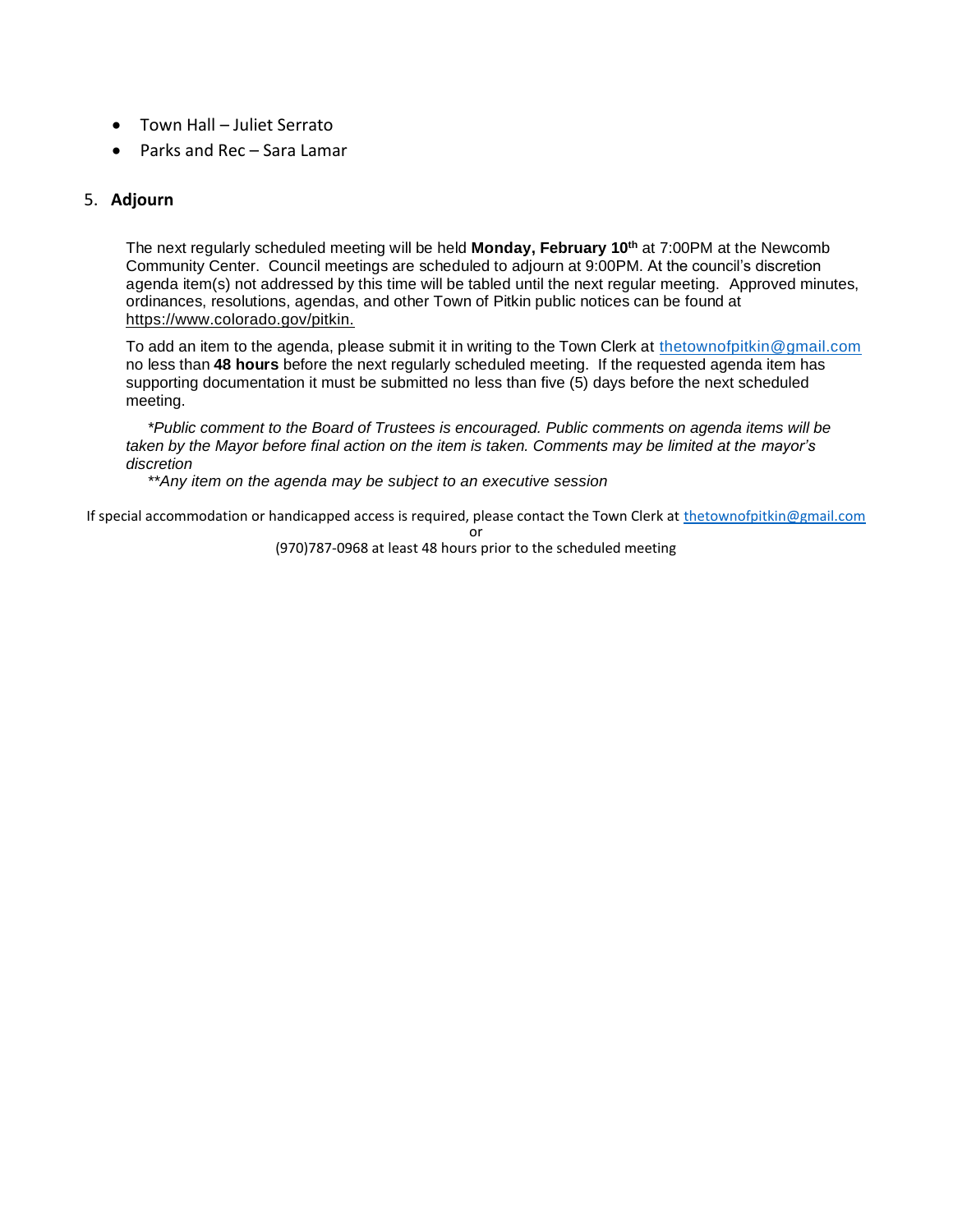- Town Hall – Juliet Serrato
- Parks and Rec – Sara Lamar

5. **Adjourn**

The next regularly scheduled meeting will be held **Monday, February 10th** at 7:00PM at the Newcomb Community Center. Council meetings are scheduled to adjourn at 9:00PM. At the council's discretion agenda item(s) not addressed by this time will be tabled until the next regular meeting. Approved minutes, ordinances, resolutions, agendas, and other Town of Pitkin public notices can be found at https://www.colorado.gov/pitkin.

To add an item to the agenda, please submit it in writing to the Town Clerk at thetownofpitkin@gmail.com no less than **48 hours** before the next regularly scheduled meeting. If the requested agenda item has supporting documentation it must be submitted no less than five (5) days before the next scheduled meeting.

*\*Public comment to the Board of Trustees is encouraged. Public comments on agenda items will be taken by the Mayor before final action on the item is taken. Comments may be limited at the mayor's discretion*

*\*\*Any item on the agenda may be subject to an executive session*

If special accommodation or handicapped access is required, please contact the Town Clerk at thetownofpitkin@gmail.com
or
(970)787-0968 at least 48 hours prior to the scheduled meeting